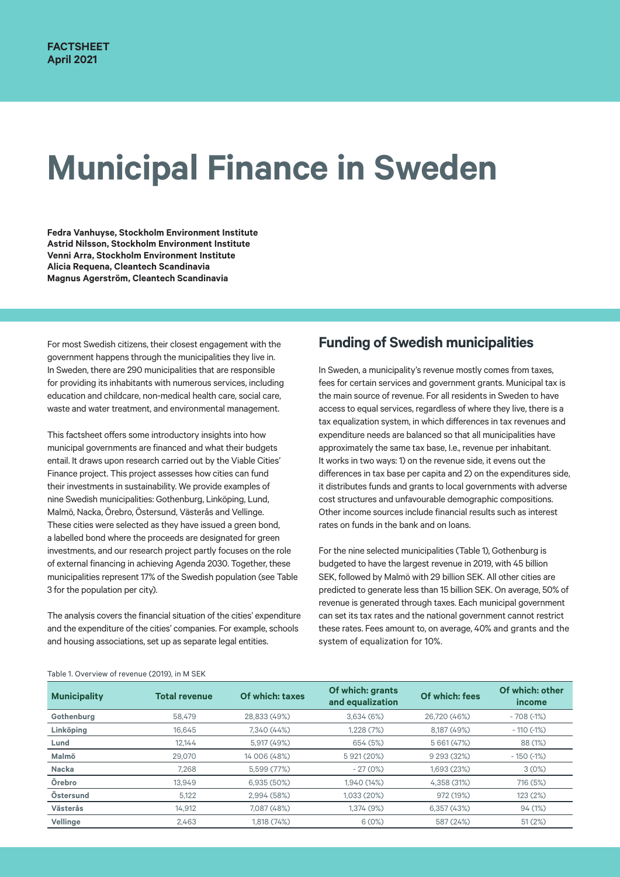**FACTSHEET**
**April 2021**

# Municipal Finance in Sweden

**Fedra Vanhuyse, Stockholm Environment Institute**
**Astrid Nilsson, Stockholm Environment Institute**
**Venni Arra, Stockholm Environment Institute**
**Alicia Requena, Cleantech Scandinavia**
**Magnus Agerström, Cleantech Scandinavia**

For most Swedish citizens, their closest engagement with the government happens through the municipalities they live in. In Sweden, there are 290 municipalities that are responsible for providing its inhabitants with numerous services, including education and childcare, non-medical health care, social care, waste and water treatment, and environmental management.

This factsheet offers some introductory insights into how municipal governments are financed and what their budgets entail. It draws upon research carried out by the Viable Cities' Finance project. This project assesses how cities can fund their investments in sustainability. We provide examples of nine Swedish municipalities: Gothenburg, Linköping, Lund, Malmö, Nacka, Örebro, Östersund, Västerås and Vellinge. These cities were selected as they have issued a green bond, a labelled bond where the proceeds are designated for green investments, and our research project partly focuses on the role of external financing in achieving Agenda 2030. Together, these municipalities represent 17% of the Swedish population (see Table 3 for the population per city).

The analysis covers the financial situation of the cities' expenditure and the expenditure of the cities' companies. For example, schools and housing associations, set up as separate legal entities.

## Funding of Swedish municipalities

In Sweden, a municipality's revenue mostly comes from taxes, fees for certain services and government grants. Municipal tax is the main source of revenue. For all residents in Sweden to have access to equal services, regardless of where they live, there is a tax equalization system, in which differences in tax revenues and expenditure needs are balanced so that all municipalities have approximately the same tax base, I.e., revenue per inhabitant. It works in two ways: 1) on the revenue side, it evens out the differences in tax base per capita and 2) on the expenditures side, it distributes funds and grants to local governments with adverse cost structures and unfavourable demographic compositions. Other income sources include financial results such as interest rates on funds in the bank and on loans.

For the nine selected municipalities (Table 1), Gothenburg is budgeted to have the largest revenue in 2019, with 45 billion SEK, followed by Malmö with 29 billion SEK. All other cities are predicted to generate less than 15 billion SEK. On average, 50% of revenue is generated through taxes. Each municipal government can set its tax rates and the national government cannot restrict these rates. Fees amount to, on average, 40% and grants and the system of equalization for 10%.

Table 1. Overview of revenue (2019), in M SEK

| Municipality | Total revenue | Of which: taxes | Of which: grants and equalization | Of which: fees | Of which: other income |
|---|---|---|---|---|---|
| Gothenburg | 58,479 | 28,833 (49%) | 3,634 (6%) | 26,720 (46%) | - 708 (-1%) |
| Linköping | 16,645 | 7,340 (44%) | 1,228 (7%) | 8,187 (49%) | - 110 (-1%) |
| Lund | 12,144 | 5,917 (49%) | 654 (5%) | 5 661 (47%) | 88 (1%) |
| Malmö | 29,070 | 14 006 (48%) | 5 921 (20%) | 9 293 (32%) | - 150 (-1%) |
| Nacka | 7,268 | 5,599 (77%) | - 27 (0%) | 1,693 (23%) | 3 (0%) |
| Örebro | 13,949 | 6,935 (50%) | 1,940 (14%) | 4,358 (31%) | 716 (5%) |
| Östersund | 5,122 | 2,994 (58%) | 1,033 (20%) | 972 (19%) | 123 (2%) |
| Västerås | 14,912 | 7,087 (48%) | 1,374 (9%) | 6,357 (43%) | 94 (1%) |
| Vellinge | 2,463 | 1,818 (74%) | 6 (0%) | 587 (24%) | 51 (2%) |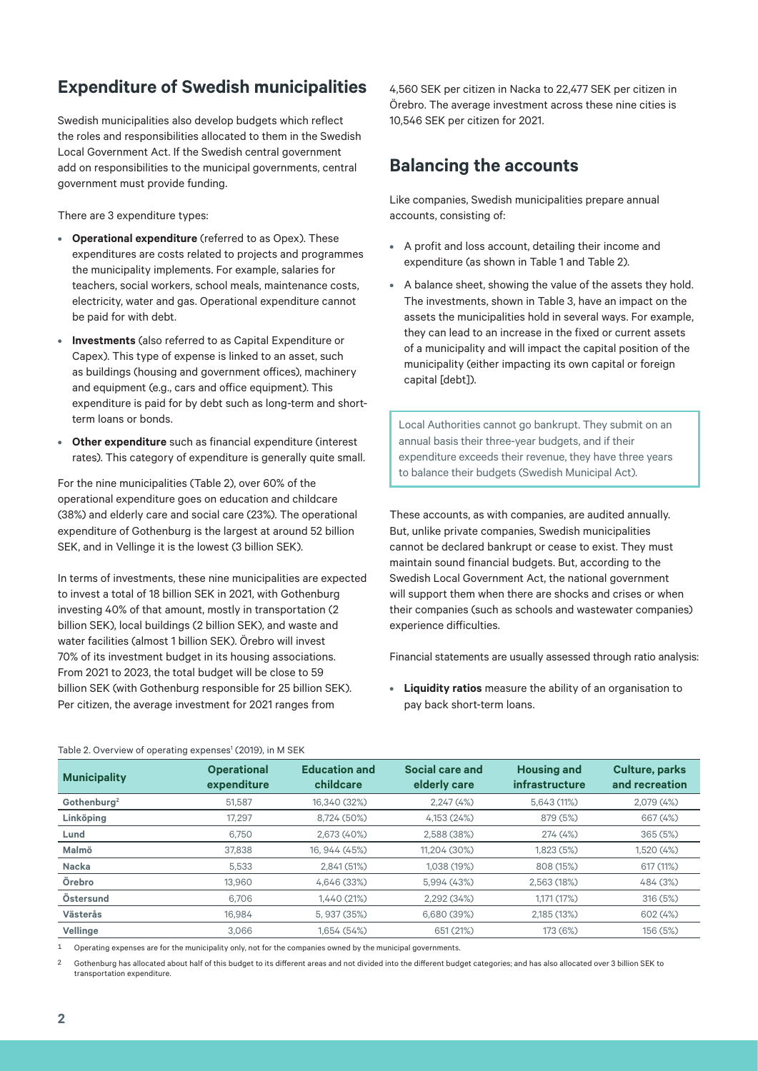## Expenditure of Swedish municipalities

Swedish municipalities also develop budgets which reflect the roles and responsibilities allocated to them in the Swedish Local Government Act. If the Swedish central government add on responsibilities to the municipal governments, central government must provide funding.

There are 3 expenditure types:

- **Operational expenditure** (referred to as Opex). These expenditures are costs related to projects and programmes the municipality implements. For example, salaries for teachers, social workers, school meals, maintenance costs, electricity, water and gas. Operational expenditure cannot be paid for with debt.
- **Investments** (also referred to as Capital Expenditure or Capex). This type of expense is linked to an asset, such as buildings (housing and government offices), machinery and equipment (e.g., cars and office equipment). This expenditure is paid for by debt such as long-term and short-term loans or bonds.
- **Other expenditure** such as financial expenditure (interest rates). This category of expenditure is generally quite small.

For the nine municipalities (Table 2), over 60% of the operational expenditure goes on education and childcare (38%) and elderly care and social care (23%). The operational expenditure of Gothenburg is the largest at around 52 billion SEK, and in Vellinge it is the lowest (3 billion SEK).

In terms of investments, these nine municipalities are expected to invest a total of 18 billion SEK in 2021, with Gothenburg investing 40% of that amount, mostly in transportation (2 billion SEK), local buildings (2 billion SEK), and waste and water facilities (almost 1 billion SEK). Örebro will invest 70% of its investment budget in its housing associations. From 2021 to 2023, the total budget will be close to 59 billion SEK (with Gothenburg responsible for 25 billion SEK). Per citizen, the average investment for 2021 ranges from 4,560 SEK per citizen in Nacka to 22,477 SEK per citizen in Örebro. The average investment across these nine cities is 10,546 SEK per citizen for 2021.

## Balancing the accounts

Like companies, Swedish municipalities prepare annual accounts, consisting of:

- A profit and loss account, detailing their income and expenditure (as shown in Table 1 and Table 2).
- A balance sheet, showing the value of the assets they hold. The investments, shown in Table 3, have an impact on the assets the municipalities hold in several ways. For example, they can lead to an increase in the fixed or current assets of a municipality and will impact the capital position of the municipality (either impacting its own capital or foreign capital [debt]).

> Local Authorities cannot go bankrupt. They submit on an annual basis their three-year budgets, and if their expenditure exceeds their revenue, they have three years to balance their budgets (Swedish Municipal Act).

These accounts, as with companies, are audited annually. But, unlike private companies, Swedish municipalities cannot be declared bankrupt or cease to exist. They must maintain sound financial budgets. But, according to the Swedish Local Government Act, the national government will support them when there are shocks and crises or when their companies (such as schools and wastewater companies) experience difficulties.

Financial statements are usually assessed through ratio analysis:

- **Liquidity ratios** measure the ability of an organisation to pay back short-term loans.

Table 2. Overview of operating expenses[1] (2019), in M SEK

| Municipality | Operational expenditure | Education and childcare | Social care and elderly care | Housing and infrastructure | Culture, parks and recreation |
|---|---|---|---|---|---|
| Gothenburg[2] | 51,587 | 16,340 (32%) | 2,247 (4%) | 5,643 (11%) | 2,079 (4%) |
| Linköping | 17,297 | 8,724 (50%) | 4,153 (24%) | 879 (5%) | 667 (4%) |
| Lund | 6,750 | 2,673 (40%) | 2,588 (38%) | 274 (4%) | 365 (5%) |
| Malmö | 37,838 | 16, 944 (45%) | 11,204 (30%) | 1,823 (5%) | 1,520 (4%) |
| Nacka | 5,533 | 2,841 (51%) | 1,038 (19%) | 808 (15%) | 617 (11%) |
| Örebro | 13,960 | 4,646 (33%) | 5,994 (43%) | 2,563 (18%) | 484 (3%) |
| Östersund | 6,706 | 1,440 (21%) | 2,292 (34%) | 1,171 (17%) | 316 (5%) |
| Västerås | 16,984 | 5, 937 (35%) | 6,680 (39%) | 2,185 (13%) | 602 (4%) |
| Vellinge | 3,066 | 1,654 (54%) | 651 (21%) | 173 (6%) | 156 (5%) |

1 Operating expenses are for the municipality only, not for the companies owned by the municipal governments.

2 Gothenburg has allocated about half of this budget to its different areas and not divided into the different budget categories; and has also allocated over 3 billion SEK to transportation expenditure.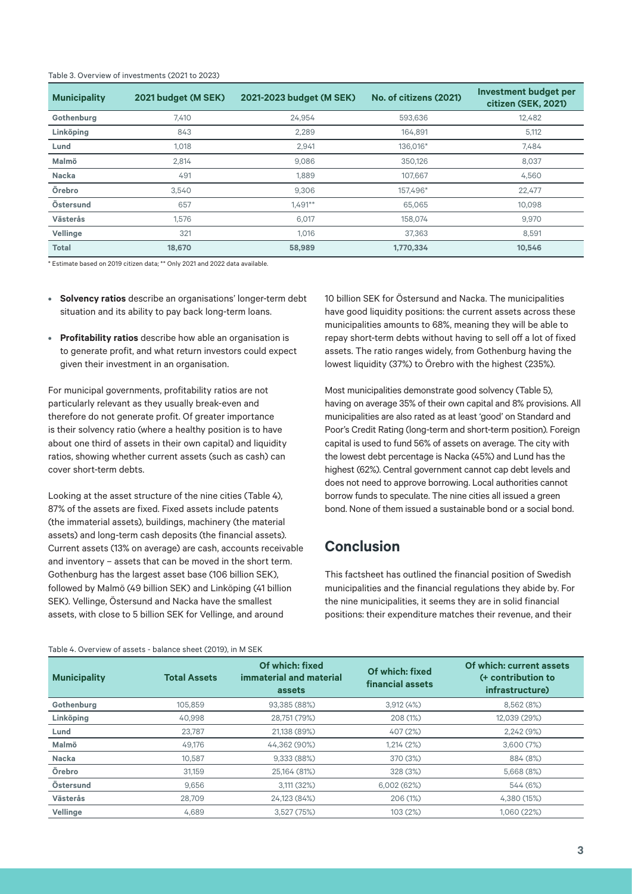Table 3. Overview of investments (2021 to 2023)

| Municipality | 2021 budget (M SEK) | 2021-2023 budget (M SEK) | No. of citizens (2021) | Investment budget per citizen (SEK, 2021) |
|---|---|---|---|---|
| Gothenburg | 7,410 | 24,954 | 593,636 | 12,482 |
| Linköping | 843 | 2,289 | 164,891 | 5,112 |
| Lund | 1,018 | 2,941 | 136,016* | 7,484 |
| Malmö | 2,814 | 9,086 | 350,126 | 8,037 |
| Nacka | 491 | 1,889 | 107,667 | 4,560 |
| Örebro | 3,540 | 9,306 | 157,496* | 22,477 |
| Östersund | 657 | 1,491** | 65,065 | 10,098 |
| Västerås | 1,576 | 6,017 | 158,074 | 9,970 |
| Vellinge | 321 | 1,016 | 37,363 | 8,591 |
| **Total** | **18,670** | **58,989** | **1,770,334** | **10,546** |

* Estimate based on 2019 citizen data; ** Only 2021 and 2022 data available.

- **Solvency ratios** describe an organisations' longer-term debt situation and its ability to pay back long-term loans.
- **Profitability ratios** describe how able an organisation is to generate profit, and what return investors could expect given their investment in an organisation.

For municipal governments, profitability ratios are not particularly relevant as they usually break-even and therefore do not generate profit. Of greater importance is their solvency ratio (where a healthy position is to have about one third of assets in their own capital) and liquidity ratios, showing whether current assets (such as cash) can cover short-term debts.

Looking at the asset structure of the nine cities (Table 4), 87% of the assets are fixed. Fixed assets include patents (the immaterial assets), buildings, machinery (the material assets) and long-term cash deposits (the financial assets). Current assets (13% on average) are cash, accounts receivable and inventory – assets that can be moved in the short term. Gothenburg has the largest asset base (106 billion SEK), followed by Malmö (49 billion SEK) and Linköping (41 billion SEK). Vellinge, Östersund and Nacka have the smallest assets, with close to 5 billion SEK for Vellinge, and around 10 billion SEK for Östersund and Nacka. The municipalities have good liquidity positions: the current assets across these municipalities amounts to 68%, meaning they will be able to repay short-term debts without having to sell off a lot of fixed assets. The ratio ranges widely, from Gothenburg having the lowest liquidity (37%) to Örebro with the highest (235%).

Most municipalities demonstrate good solvency (Table 5), having on average 35% of their own capital and 8% provisions. All municipalities are also rated as at least 'good' on Standard and Poor's Credit Rating (long-term and short-term position). Foreign capital is used to fund 56% of assets on average. The city with the lowest debt percentage is Nacka (45%) and Lund has the highest (62%). Central government cannot cap debt levels and does not need to approve borrowing. Local authorities cannot borrow funds to speculate. The nine cities all issued a green bond. None of them issued a sustainable bond or a social bond.

## Conclusion

This factsheet has outlined the financial position of Swedish municipalities and the financial regulations they abide by. For the nine municipalities, it seems they are in solid financial positions: their expenditure matches their revenue, and their

Table 4. Overview of assets - balance sheet (2019), in M SEK

| Municipality | Total Assets | Of which: fixed immaterial and material assets | Of which: fixed financial assets | Of which: current assets (+ contribution to infrastructure) |
|---|---|---|---|---|
| Gothenburg | 105,859 | 93,385 (88%) | 3,912 (4%) | 8,562 (8%) |
| Linköping | 40,998 | 28,751 (79%) | 208 (1%) | 12,039 (29%) |
| Lund | 23,787 | 21,138 (89%) | 407 (2%) | 2,242 (9%) |
| Malmö | 49,176 | 44,362 (90%) | 1,214 (2%) | 3,600 (7%) |
| Nacka | 10,587 | 9,333 (88%) | 370 (3%) | 884 (8%) |
| Örebro | 31,159 | 25,164 (81%) | 328 (3%) | 5,668 (8%) |
| Östersund | 9,656 | 3,111 (32%) | 6,002 (62%) | 544 (6%) |
| Västerås | 28,709 | 24,123 (84%) | 206 (1%) | 4,380 (15%) |
| Vellinge | 4,689 | 3,527 (75%) | 103 (2%) | 1,060 (22%) |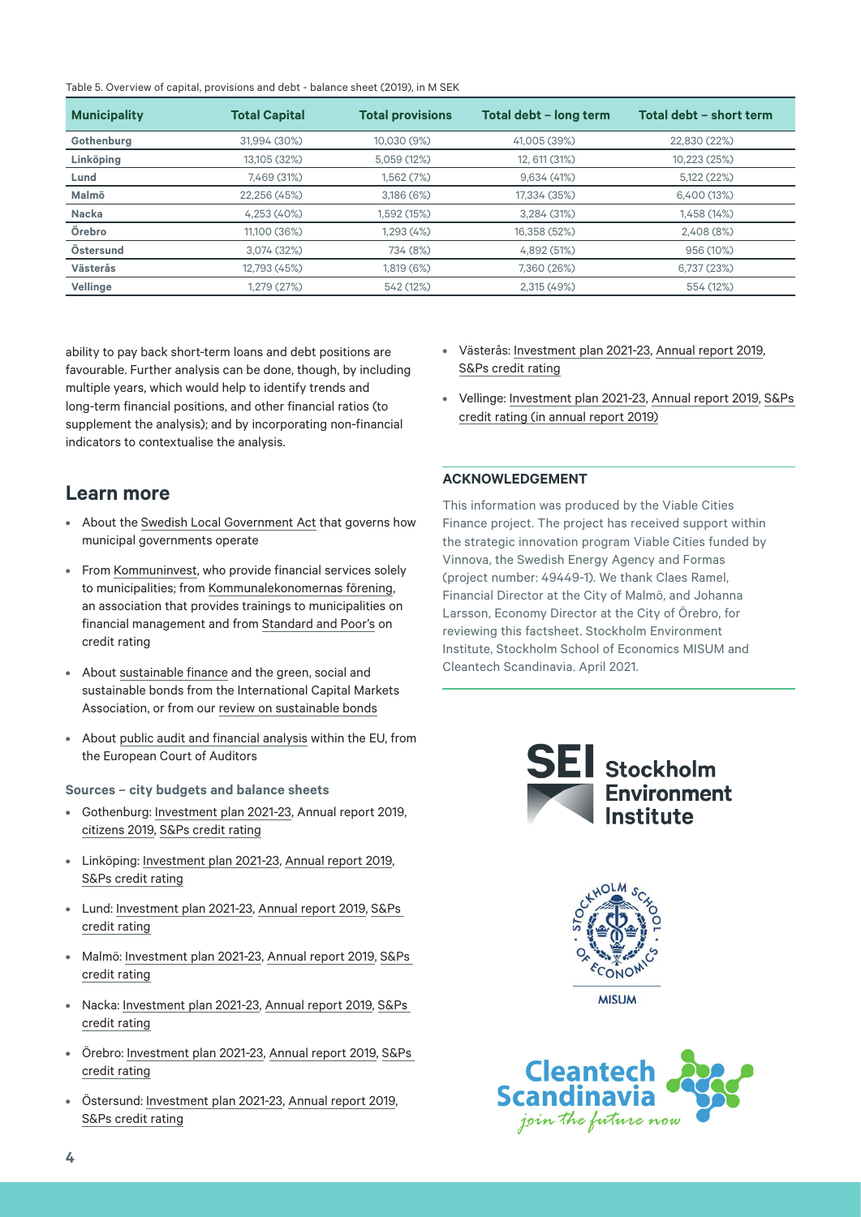Table 5. Overview of capital, provisions and debt - balance sheet (2019), in M SEK

| Municipality | Total Capital | Total provisions | Total debt – long term | Total debt – short term |
|---|---|---|---|---|
| Gothenburg | 31,994 (30%) | 10,030 (9%) | 41,005 (39%) | 22,830 (22%) |
| Linköping | 13,105 (32%) | 5,059 (12%) | 12, 611 (31%) | 10,223 (25%) |
| Lund | 7,469 (31%) | 1,562 (7%) | 9,634 (41%) | 5,122 (22%) |
| Malmö | 22,256 (45%) | 3,186 (6%) | 17,334 (35%) | 6,400 (13%) |
| Nacka | 4,253 (40%) | 1,592 (15%) | 3,284 (31%) | 1,458 (14%) |
| Örebro | 11,100 (36%) | 1,293 (4%) | 16,358 (52%) | 2,408 (8%) |
| Östersund | 3,074 (32%) | 734 (8%) | 4,892 (51%) | 956 (10%) |
| Västerås | 12,793 (45%) | 1,819 (6%) | 7,360 (26%) | 6,737 (23%) |
| Vellinge | 1,279 (27%) | 542 (12%) | 2,315 (49%) | 554 (12%) |

ability to pay back short-term loans and debt positions are favourable. Further analysis can be done, though, by including multiple years, which would help to identify trends and long-term financial positions, and other financial ratios (to supplement the analysis); and by incorporating non-financial indicators to contextualise the analysis.

## Learn more

- About the Swedish Local Government Act that governs how municipal governments operate
- From Kommuninvest, who provide financial services solely to municipalities; from Kommunalekonomernas förening, an association that provides trainings to municipalities on financial management and from Standard and Poor's on credit rating
- About sustainable finance and the green, social and sustainable bonds from the International Capital Markets Association, or from our review on sustainable bonds
- About public audit and financial analysis within the EU, from the European Court of Auditors

### Sources – city budgets and balance sheets

- Gothenburg: Investment plan 2021-23, Annual report 2019, citizens 2019, S&Ps credit rating
- Linköping: Investment plan 2021-23, Annual report 2019, S&Ps credit rating
- Lund: Investment plan 2021-23, Annual report 2019, S&Ps credit rating
- Malmö: Investment plan 2021-23, Annual report 2019, S&Ps credit rating
- Nacka: Investment plan 2021-23, Annual report 2019, S&Ps credit rating
- Örebro: Investment plan 2021-23, Annual report 2019, S&Ps credit rating
- Östersund: Investment plan 2021-23, Annual report 2019, S&Ps credit rating
- Västerås: Investment plan 2021-23, Annual report 2019, S&Ps credit rating
- Vellinge: Investment plan 2021-23, Annual report 2019, S&Ps credit rating (in annual report 2019)

### ACKNOWLEDGEMENT

This information was produced by the Viable Cities Finance project. The project has received support within the strategic innovation program Viable Cities funded by Vinnova, the Swedish Energy Agency and Formas (project number: 49449-1). We thank Claes Ramel, Financial Director at the City of Malmö, and Johanna Larsson, Economy Director at the City of Örebro, for reviewing this factsheet. Stockholm Environment Institute, Stockholm School of Economics MISUM and Cleantech Scandinavia. April 2021.

SEI Stockholm Environment Institute

Stockholm School of Economics MISUM

Cleantech Scandinavia join the future now